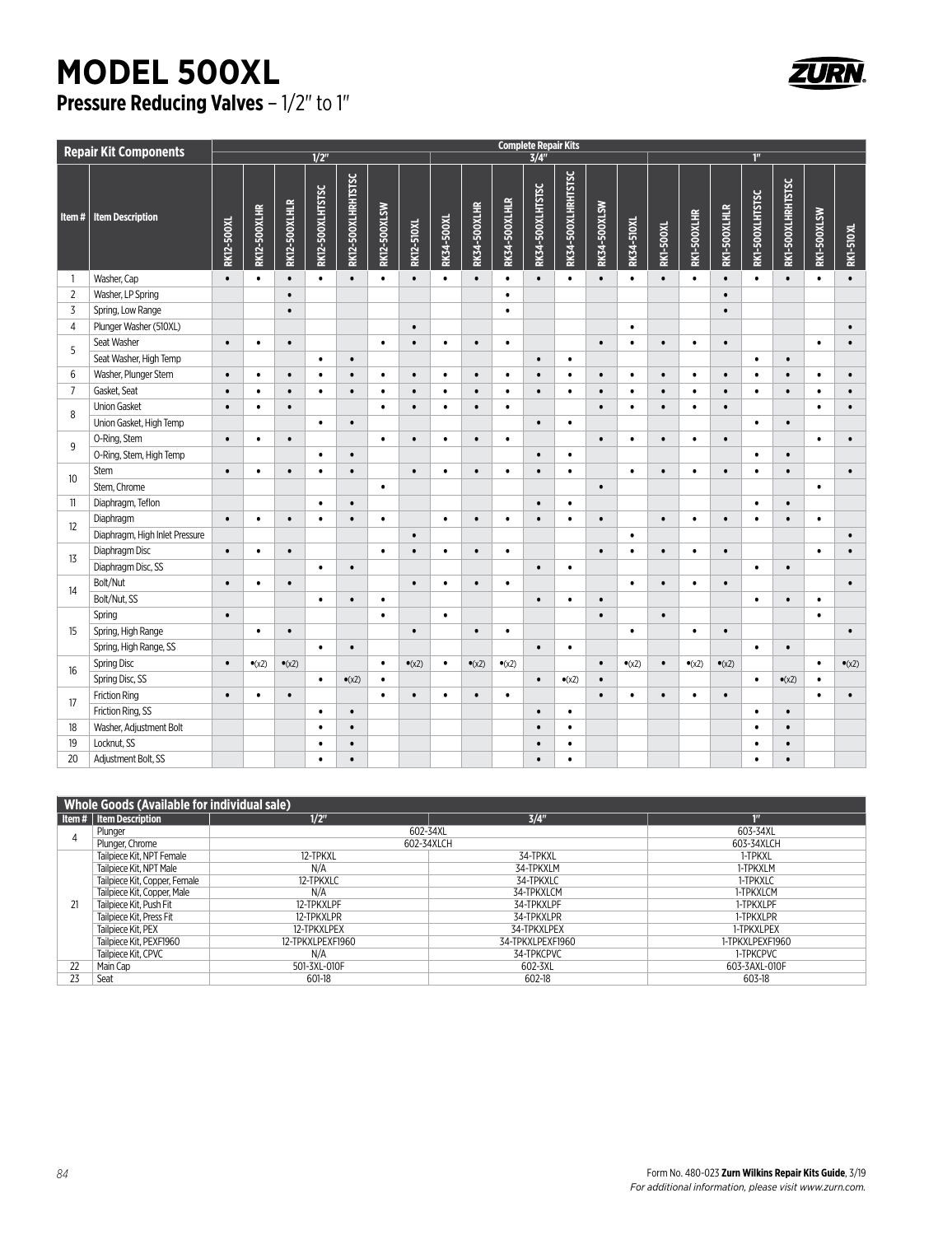# MODEL 500XL

## Pressure Reducing Valves – 1/2″ to 1″

| Repair Kit Components | | Complete Repair Kits | | | | | | | | | | | | | | | | | | | | |
|---|---|---|---|---|---|---|---|---|---|---|---|---|---|---|---|---|---|---|---|---|---|---|
| | | 1/2″ | | | | | | | 3/4″ | | | | | | | 1″ | | | | | | |
| Item # | Item Description | RK12-500XL | RK12-500XLHR | RK12-500XLHLR | RK12-500XLHTSTSC | RK12-500XLHRHTSTSC | RK12-500XLSW | RK12-510XL | RK34-500XL | RK34-500XLHR | RK34-500XLHLR | RK34-500XLHTSTSC | RK34-500XLHRHTSTSC | RK34-500XLSW | RK34-510XL | RK1-500XL | RK1-500XLHR | RK1-500XLHLR | RK1-500XLHTSTSC | RK1-500XLHRHTSTSC | RK1-500XLSW | RK1-510XL |
| 1 | Washer, Cap | • | • | • | • | • | • | • | • | • | • | • | • | • | • | • | • | • | • | • | • | • |
| 2 | Washer, LP Spring | | | • | | | | | | | • | | | | | | | • | | | | |
| 3 | Spring, Low Range | | | • | | | | | | | • | | | | | | | • | | | | |
| 4 | Plunger Washer (510XL) | | | | | | | • | | | | | | | • | | | | | | | • |
| 5 | Seat Washer | • | • | • | | | • | • | • | • | • | | | • | • | • | • | • | | | • | • |
| | Seat Washer, High Temp | | | | • | • | | | | | | • | • | | | | | | • | • | | |
| 6 | Washer, Plunger Stem | • | • | • | • | • | • | • | • | • | • | • | • | • | • | • | • | • | • | • | • | • |
| 7 | Gasket, Seat | • | • | • | • | • | • | • | • | • | • | • | • | • | • | • | • | • | • | • | • | • |
| 8 | Union Gasket | • | • | • | | | • | • | • | • | • | | | • | • | • | • | • | | | • | • |
| | Union Gasket, High Temp | | | | • | • | | | | | | • | • | | | | | | • | • | | |
| 9 | O-Ring, Stem | • | • | • | | | • | • | • | • | • | | | • | • | • | • | • | | | • | • |
| | O-Ring, Stem, High Temp | | | | • | • | | | | | | • | • | | | | | | • | • | | |
| 10 | Stem | • | • | • | • | • | | • | • | • | • | • | • | | • | • | • | • | • | • | | • |
| | Stem, Chrome | | | | | | • | | | | | | | • | | | | | | | • | |
| 11 | Diaphragm, Teflon | | | | • | • | | | | | | • | • | | | | | | • | • | | |
| 12 | Diaphragm | • | • | • | • | • | • | | • | • | • | • | • | • | | • | • | • | • | • | • | |
| | Diaphragm, High Inlet Pressure | | | | | | | • | | | | | | | • | | | | | | | • |
| 13 | Diaphragm Disc | • | • | • | | | • | • | • | • | • | | | • | • | • | • | • | | | • | • |
| | Diaphragm Disc, SS | | | | • | • | | | | | | • | • | | | | | | • | • | | |
| 14 | Bolt/Nut | • | • | • | | | | • | • | • | • | | | | • | • | • | • | | | | • |
| | Bolt/Nut, SS | | | | • | • | • | | | | | • | • | • | | | | | • | • | • | |
| 15 | Spring | • | | | | | • | | • | | | | | • | | • | | | | | • | |
| | Spring, High Range | | • | • | | | | • | | • | • | | | | • | | • | • | | | | • |
| | Spring, High Range, SS | | | | • | • | | | | | | • | • | | | | | | • | • | | |
| 16 | Spring Disc | • | •(x2) | •(x2) | | | • | •(x2) | • | •(x2) | •(x2) | | | • | •(x2) | • | •(x2) | •(x2) | | | • | •(x2) |
| | Spring Disc, SS | | | | • | •(x2) | • | | | | | • | •(x2) | • | | | | | • | •(x2) | • | |
| 17 | Friction Ring | • | • | • | | | • | • | • | • | • | | | • | • | • | • | • | | | • | • |
| | Friction Ring, SS | | | | • | • | | | | | | • | • | | | | | | • | • | | |
| 18 | Washer, Adjustment Bolt | | | | • | • | | | | | | • | • | | | | | | • | • | | |
| 19 | Locknut, SS | | | | • | • | | | | | | • | • | | | | | | • | • | | |
| 20 | Adjustment Bolt, SS | | | | • | • | | | | | | • | • | | | | | | • | • | | |

| Whole Goods (Available for individual sale) | | | | |
|---|---|---|---|---|
| Item # | Item Description | 1/2″ | 3/4″ | 1″ |
| 4 | Plunger | 602-34XL | | 603-34XL |
| | Plunger, Chrome | 602-34XLCH | | 603-34XLCH |
| 21 | Tailpiece Kit, NPT Female | 12-TPKXL | 34-TPKXL | 1-TPKXL |
| | Tailpiece Kit, NPT Male | N/A | 34-TPKXLM | 1-TPKXLM |
| | Tailpiece Kit, Copper, Female | 12-TPKXLC | 34-TPKXLC | 1-TPKXLC |
| | Tailpiece Kit, Copper, Male | N/A | 34-TPKXLCM | 1-TPKXLCM |
| | Tailpiece Kit, Push Fit | 12-TPKXLPF | 34-TPKXLPF | 1-TPKXLPF |
| | Tailpiece Kit, Press Fit | 12-TPKXLPR | 34-TPKXLPR | 1-TPKXLPR |
| | Tailpiece Kit, PEX | 12-TPKXLPEX | 34-TPKXLPEX | 1-TPKXLPEX |
| | Tailpiece Kit, PEXF1960 | 12-TPKXLPEXF1960 | 34-TPKXLPEXF1960 | 1-TPKXLPEXF1960 |
| | Tailpiece Kit, CPVC | N/A | 34-TPKCPVC | 1-TPKCPVC |
| 22 | Main Cap | 501-3XL-010F | 602-3XL | 603-3AXL-010F |
| 23 | Seat | 601-18 | 602-18 | 603-18 |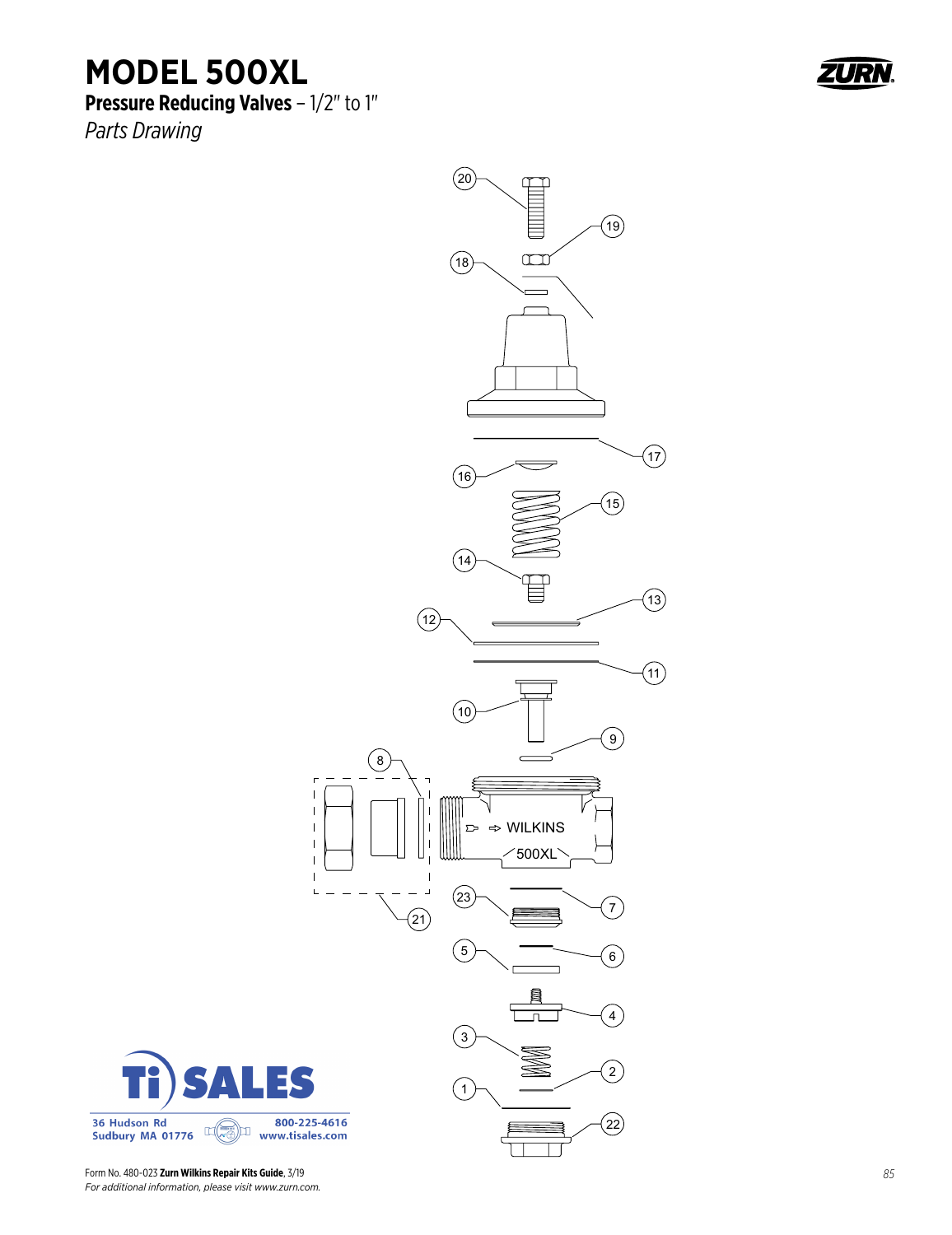# MODEL 500XL

**Pressure Reducing Valves** – 1/2" to 1"

*Parts Drawing*

20
19
18
17
16
15
14
13
12
11
10
9
8
WILKINS
500XL
21
23
7
5
6
4
3
2
1
22

**Ti SALES**

36 Hudson Rd
Sudbury MA 01776

800-225-4616
www.tisales.com

Form No. 480-023 **Zurn Wilkins Repair Kits Guide**, 3/19
*For additional information, please visit www.zurn.com.*